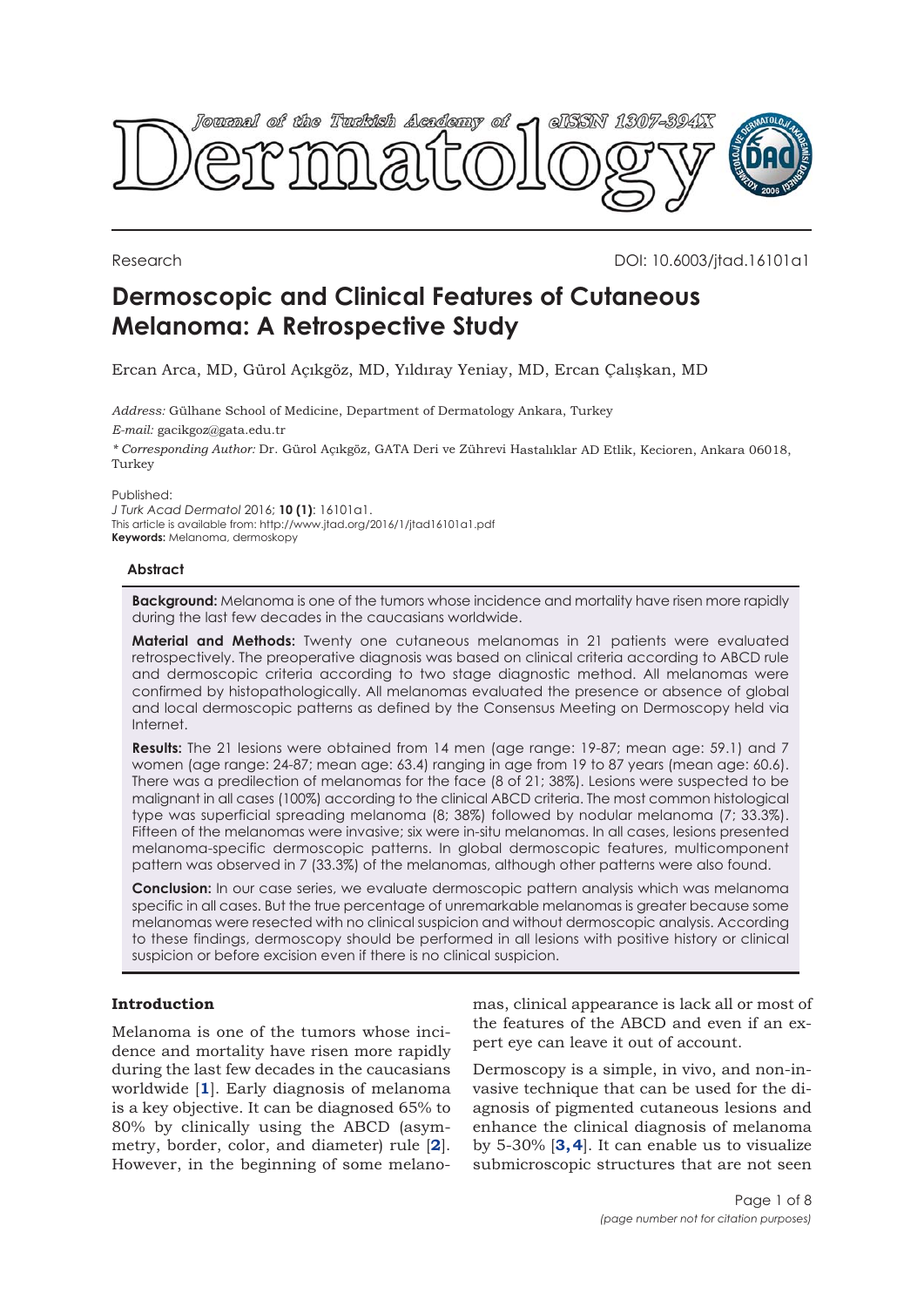Research

DOI: 10.6003/jtad.16101a1

# Dermoscopic and Clinical Features of Cutaneous Melanoma: A Retrospective Study

Ercan Arca, MD, Gürol Açıkgöz, MD, Yıldıray Yeniay, MD, Ercan Çalışkan, MD

*Address:* Gülhane School of Medicine, Department of Dermatology Ankara, Turkey

*E-mail:* gacikgoz@gata.edu.tr

*\* Corresponding Author:* Dr. Gürol Açıkgöz, GATA Deri ve Zührevi Hastalıklar AD Etlik, Kecioren, Ankara 06018, Turkey

Published:
*J Turk Acad Dermatol* 2016; **10 (1)**: 16101a1.
This article is available from: http://www.jtad.org/2016/1/jtad16101a1.pdf
**Keywords:** Melanoma, dermoskopy

### Abstract

**Background:** Melanoma is one of the tumors whose incidence and mortality have risen more rapidly during the last few decades in the caucasians worldwide.

**Material and Methods:** Twenty one cutaneous melanomas in 21 patients were evaluated retrospectively. The preoperative diagnosis was based on clinical criteria according to ABCD rule and dermoscopic criteria according to two stage diagnostic method. All melanomas were confirmed by histopathologically. All melanomas evaluated the presence or absence of global and local dermoscopic patterns as defined by the Consensus Meeting on Dermoscopy held via Internet.

**Results:** The 21 lesions were obtained from 14 men (age range: 19-87; mean age: 59.1) and 7 women (age range: 24-87; mean age: 63.4) ranging in age from 19 to 87 years (mean age: 60.6). There was a predilection of melanomas for the face (8 of 21; 38%). Lesions were suspected to be malignant in all cases (100%) according to the clinical ABCD criteria. The most common histological type was superficial spreading melanoma (8; 38%) followed by nodular melanoma (7; 33.3%). Fifteen of the melanomas were invasive; six were in-situ melanomas. In all cases, lesions presented melanoma-specific dermoscopic patterns. In global dermoscopic features, multicomponent pattern was observed in 7 (33.3%) of the melanomas, although other patterns were also found.

**Conclusion:** In our case series, we evaluate dermoscopic pattern analysis which was melanoma specific in all cases. But the true percentage of unremarkable melanomas is greater because some melanomas were resected with no clinical suspicion and without dermoscopic analysis. According to these findings, dermoscopy should be performed in all lesions with positive history or clinical suspicion or before excision even if there is no clinical suspicion.

### Introduction

Melanoma is one of the tumors whose incidence and mortality have risen more rapidly during the last few decades in the caucasians worldwide [1]. Early diagnosis of melanoma is a key objective. It can be diagnosed 65% to 80% by clinically using the ABCD (asymmetry, border, color, and diameter) rule [2]. However, in the beginning of some melanomas, clinical appearance is lack all or most of the features of the ABCD and even if an expert eye can leave it out of account.

Dermoscopy is a simple, in vivo, and non-invasive technique that can be used for the diagnosis of pigmented cutaneous lesions and enhance the clinical diagnosis of melanoma by 5-30% [3,4]. It can enable us to visualize submicroscopic structures that are not seen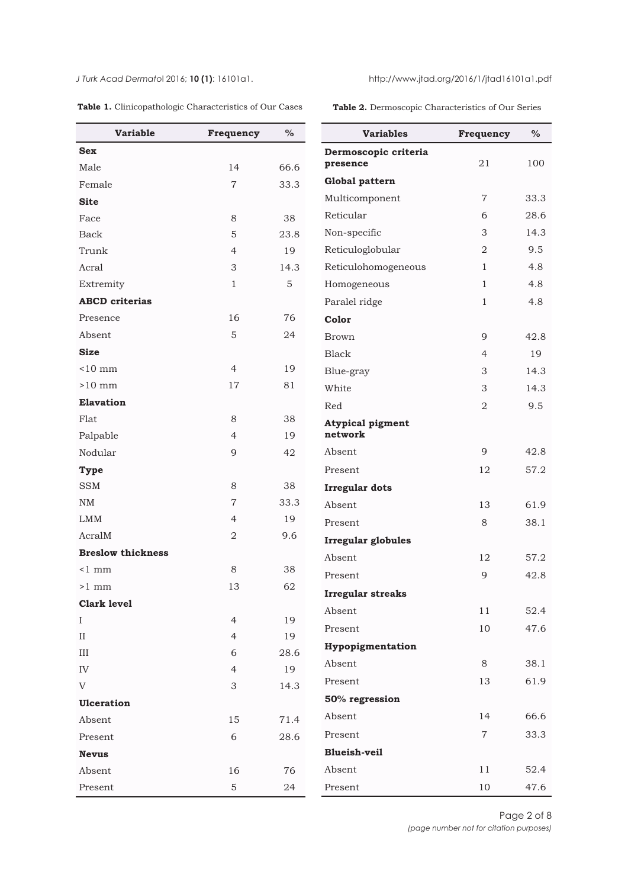**Table 1.** Clinicopathologic Characteristics of Our Cases

| Variable | Frequency | % |
|---|---|---|
| **Sex** | | |
| Male | 14 | 66.6 |
| Female | 7 | 33.3 |
| **Site** | | |
| Face | 8 | 38 |
| Back | 5 | 23.8 |
| Trunk | 4 | 19 |
| Acral | 3 | 14.3 |
| Extremity | 1 | 5 |
| **ABCD criterias** | | |
| Presence | 16 | 76 |
| Absent | 5 | 24 |
| **Size** | | |
| <10 mm | 4 | 19 |
| >10 mm | 17 | 81 |
| **Elavation** | | |
| Flat | 8 | 38 |
| Palpable | 4 | 19 |
| Nodular | 9 | 42 |
| **Type** | | |
| SSM | 8 | 38 |
| NM | 7 | 33.3 |
| LMM | 4 | 19 |
| AcralM | 2 | 9.6 |
| **Breslow thickness** | | |
| <1 mm | 8 | 38 |
| >1 mm | 13 | 62 |
| **Clark level** | | |
| I | 4 | 19 |
| II | 4 | 19 |
| III | 6 | 28.6 |
| IV | 4 | 19 |
| V | 3 | 14.3 |
| **Ulceration** | | |
| Absent | 15 | 71.4 |
| Present | 6 | 28.6 |
| **Nevus** | | |
| Absent | 16 | 76 |
| Present | 5 | 24 |

**Table 2.** Dermoscopic Characteristics of Our Series

| Variables | Frequency | % |
|---|---|---|
| **Dermoscopic criteria presence** | 21 | 100 |
| **Global pattern** | | |
| Multicomponent | 7 | 33.3 |
| Reticular | 6 | 28.6 |
| Non-specific | 3 | 14.3 |
| Reticuloglobular | 2 | 9.5 |
| Reticulohomogeneous | 1 | 4.8 |
| Homogeneous | 1 | 4.8 |
| Paralel ridge | 1 | 4.8 |
| **Color** | | |
| Brown | 9 | 42.8 |
| Black | 4 | 19 |
| Blue-gray | 3 | 14.3 |
| White | 3 | 14.3 |
| Red | 2 | 9.5 |
| **Atypical pigment network** | | |
| Absent | 9 | 42.8 |
| Present | 12 | 57.2 |
| **Irregular dots** | | |
| Absent | 13 | 61.9 |
| Present | 8 | 38.1 |
| **Irregular globules** | | |
| Absent | 12 | 57.2 |
| Present | 9 | 42.8 |
| **Irregular streaks** | | |
| Absent | 11 | 52.4 |
| Present | 10 | 47.6 |
| **Hypopigmentation** | | |
| Absent | 8 | 38.1 |
| Present | 13 | 61.9 |
| **50% regression** | | |
| Absent | 14 | 66.6 |
| Present | 7 | 33.3 |
| **Blueish-veil** | | |
| Absent | 11 | 52.4 |
| Present | 10 | 47.6 |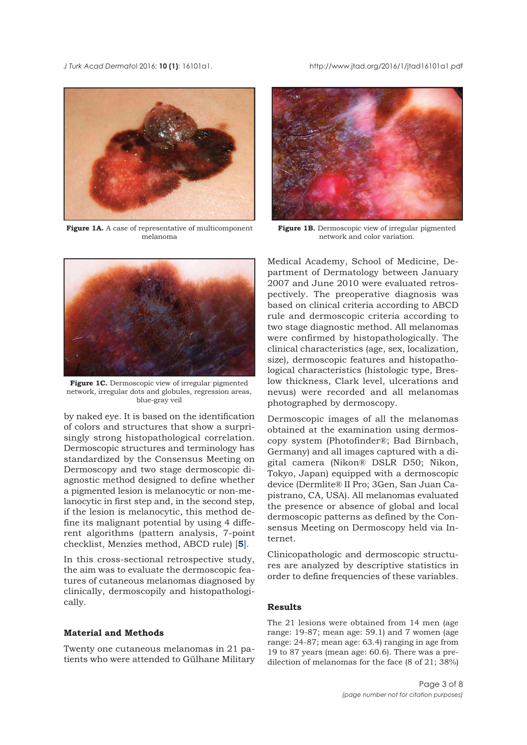**Figure 1A.** A case of representative of multicomponent melanoma

**Figure 1B.** Dermoscopic view of irregular pigmented network and color variation.

**Figure 1C.** Dermoscopic view of irregular pigmented network, irregular dots and globules, regression areas, blue-gray veil

by naked eye. It is based on the identification of colors and structures that show a surprisingly strong histopathological correlation. Dermoscopic structures and terminology has standardized by the Consensus Meeting on Dermoscopy and two stage dermoscopic diagnostic method designed to define whether a pigmented lesion is melanocytic or non-melanocytic in first step and, in the second step, if the lesion is melanocytic, this method define its malignant potential by using 4 different algorithms (pattern analysis, 7-point checklist, Menzies method, ABCD rule) [**5**].

In this cross-sectional retrospective study, the aim was to evaluate the dermoscopic features of cutaneous melanomas diagnosed by clinically, dermoscopily and histopathologically.

## Material and Methods

Twenty one cutaneous melanomas in 21 patients who were attended to Gülhane Military Medical Academy, School of Medicine, Department of Dermatology between January 2007 and June 2010 were evaluated retrospectively. The preoperative diagnosis was based on clinical criteria according to ABCD rule and dermoscopic criteria according to two stage diagnostic method. All melanomas were confirmed by histopathologically. The clinical characteristics (age, sex, localization, size), dermoscopic features and histopathological characteristics (histologic type, Breslow thickness, Clark level, ulcerations and nevus) were recorded and all melanomas photographed by dermoscopy.

Dermoscopic images of all the melanomas obtained at the examination using dermoscopy system (Photofinder®; Bad Birnbach, Germany) and all images captured with a digital camera (Nikon® DSLR D50; Nikon, Tokyo, Japan) equipped with a dermoscopic device (Dermlite® II Pro; 3Gen, San Juan Capistrano, CA, USA). All melanomas evaluated the presence or absence of global and local dermoscopic patterns as defined by the Consensus Meeting on Dermoscopy held via Internet.

Clinicopathologic and dermoscopic structures are analyzed by descriptive statistics in order to define frequencies of these variables.

## Results

The 21 lesions were obtained from 14 men (age range: 19-87; mean age: 59.1) and 7 women (age range: 24-87; mean age: 63.4) ranging in age from 19 to 87 years (mean age: 60.6). There was a predilection of melanomas for the face (8 of 21; 38%)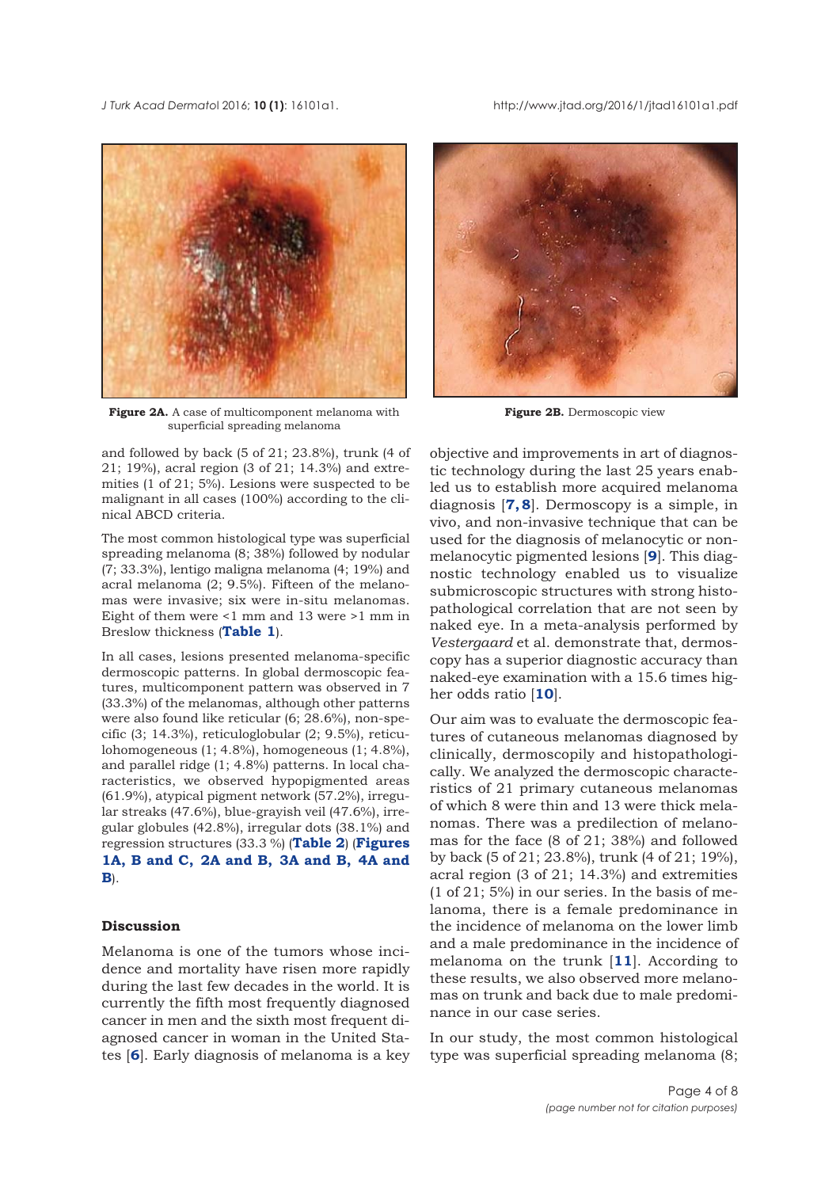Figure 2A. A case of multicomponent melanoma with superficial spreading melanoma

Figure 2B. Dermoscopic view

and followed by back (5 of 21; 23.8%), trunk (4 of 21; 19%), acral region (3 of 21; 14.3%) and extremities (1 of 21; 5%). Lesions were suspected to be malignant in all cases (100%) according to the clinical ABCD criteria.

The most common histological type was superficial spreading melanoma (8; 38%) followed by nodular (7; 33.3%), lentigo maligna melanoma (4; 19%) and acral melanoma (2; 9.5%). Fifteen of the melanomas were invasive; six were in-situ melanomas. Eight of them were <1 mm and 13 were >1 mm in Breslow thickness (**Table 1**).

In all cases, lesions presented melanoma-specific dermoscopic patterns. In global dermoscopic features, multicomponent pattern was observed in 7 (33.3%) of the melanomas, although other patterns were also found like reticular (6; 28.6%), non-specific (3; 14.3%), reticuloglobular (2; 9.5%), reticulohomogeneous (1; 4.8%), homogeneous (1; 4.8%), and parallel ridge (1; 4.8%) patterns. In local characteristics, we observed hypopigmented areas (61.9%), atypical pigment network (57.2%), irregular streaks (47.6%), blue-grayish veil (47.6%), irregular globules (42.8%), irregular dots (38.1%) and regression structures (33.3 %) (**Table 2**) (**Figures 1A, B and C, 2A and B, 3A and B, 4A and B**).

## Discussion

Melanoma is one of the tumors whose incidence and mortality have risen more rapidly during the last few decades in the world. It is currently the fifth most frequently diagnosed cancer in men and the sixth most frequent diagnosed cancer in woman in the United States [**6**]. Early diagnosis of melanoma is a key objective and improvements in art of diagnostic technology during the last 25 years enabled us to establish more acquired melanoma diagnosis [**7, 8**]. Dermoscopy is a simple, in vivo, and non-invasive technique that can be used for the diagnosis of melanocytic or non-melanocytic pigmented lesions [**9**]. This diagnostic technology enabled us to visualize submicroscopic structures with strong histopathological correlation that are not seen by naked eye. In a meta-analysis performed by *Vestergaard* et al. demonstrate that, dermoscopy has a superior diagnostic accuracy than naked-eye examination with a 15.6 times higher odds ratio [**10**].

Our aim was to evaluate the dermoscopic features of cutaneous melanomas diagnosed by clinically, dermoscopily and histopathologically. We analyzed the dermoscopic characteristics of 21 primary cutaneous melanomas of which 8 were thin and 13 were thick melanomas. There was a predilection of melanomas for the face (8 of 21; 38%) and followed by back (5 of 21; 23.8%), trunk (4 of 21; 19%), acral region (3 of 21; 14.3%) and extremities (1 of 21; 5%) in our series. In the basis of melanoma, there is a female predominance in the incidence of melanoma on the lower limb and a male predominance in the incidence of melanoma on the trunk [**11**]. According to these results, we also observed more melanomas on trunk and back due to male predominance in our case series.

In our study, the most common histological type was superficial spreading melanoma (8;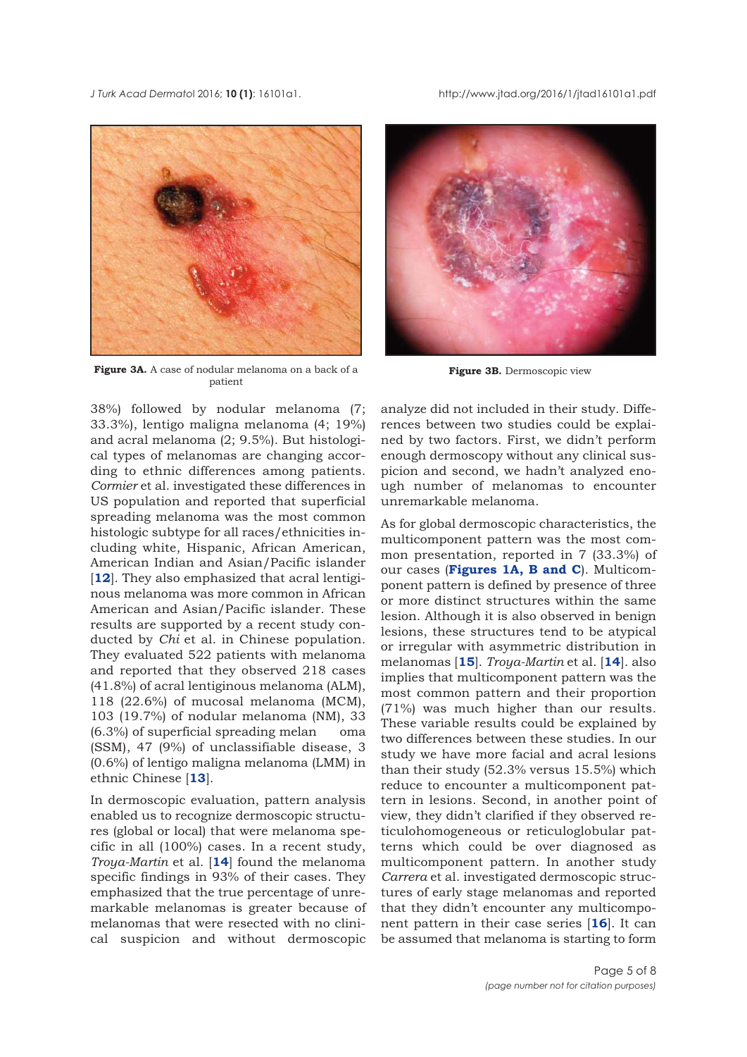**Figure 3A.** A case of nodular melanoma on a back of a patient

**Figure 3B.** Dermoscopic view

38%) followed by nodular melanoma (7; 33.3%), lentigo maligna melanoma (4; 19%) and acral melanoma (2; 9.5%). But histological types of melanomas are changing according to ethnic differences among patients. *Cormier* et al. investigated these differences in US population and reported that superficial spreading melanoma was the most common histologic subtype for all races/ethnicities including white, Hispanic, African American, American Indian and Asian/Pacific islander [**12**]. They also emphasized that acral lentiginous melanoma was more common in African American and Asian/Pacific islander. These results are supported by a recent study conducted by *Chi* et al. in Chinese population. They evaluated 522 patients with melanoma and reported that they observed 218 cases (41.8%) of acral lentiginous melanoma (ALM), 118 (22.6%) of mucosal melanoma (MCM), 103 (19.7%) of nodular melanoma (NM), 33 (6.3%) of superficial spreading melan oma (SSM), 47 (9%) of unclassifiable disease, 3 (0.6%) of lentigo maligna melanoma (LMM) in ethnic Chinese [**13**].

In dermoscopic evaluation, pattern analysis enabled us to recognize dermoscopic structures (global or local) that were melanoma specific in all (100%) cases. In a recent study, *Troya-Martin* et al. [**14**] found the melanoma specific findings in 93% of their cases. They emphasized that the true percentage of unremarkable melanomas is greater because of melanomas that were resected with no clinical suspicion and without dermoscopic analyze did not included in their study. Differences between two studies could be explained by two factors. First, we didn't perform enough dermoscopy without any clinical suspicion and second, we hadn't analyzed enough number of melanomas to encounter unremarkable melanoma.

As for global dermoscopic characteristics, the multicomponent pattern was the most common presentation, reported in 7 (33.3%) of our cases (**Figures 1A, B and C**). Multicomponent pattern is defined by presence of three or more distinct structures within the same lesion. Although it is also observed in benign lesions, these structures tend to be atypical or irregular with asymmetric distribution in melanomas [**15**]. *Troya-Martin* et al. [**14**]. also implies that multicomponent pattern was the most common pattern and their proportion (71%) was much higher than our results. These variable results could be explained by two differences between these studies. In our study we have more facial and acral lesions than their study (52.3% versus 15.5%) which reduce to encounter a multicomponent pattern in lesions. Second, in another point of view, they didn't clarified if they observed reticulohomogeneous or reticuloglobular patterns which could be over diagnosed as multicomponent pattern. In another study *Carrera* et al. investigated dermoscopic structures of early stage melanomas and reported that they didn't encounter any multicomponent pattern in their case series [**16**]. It can be assumed that melanoma is starting to form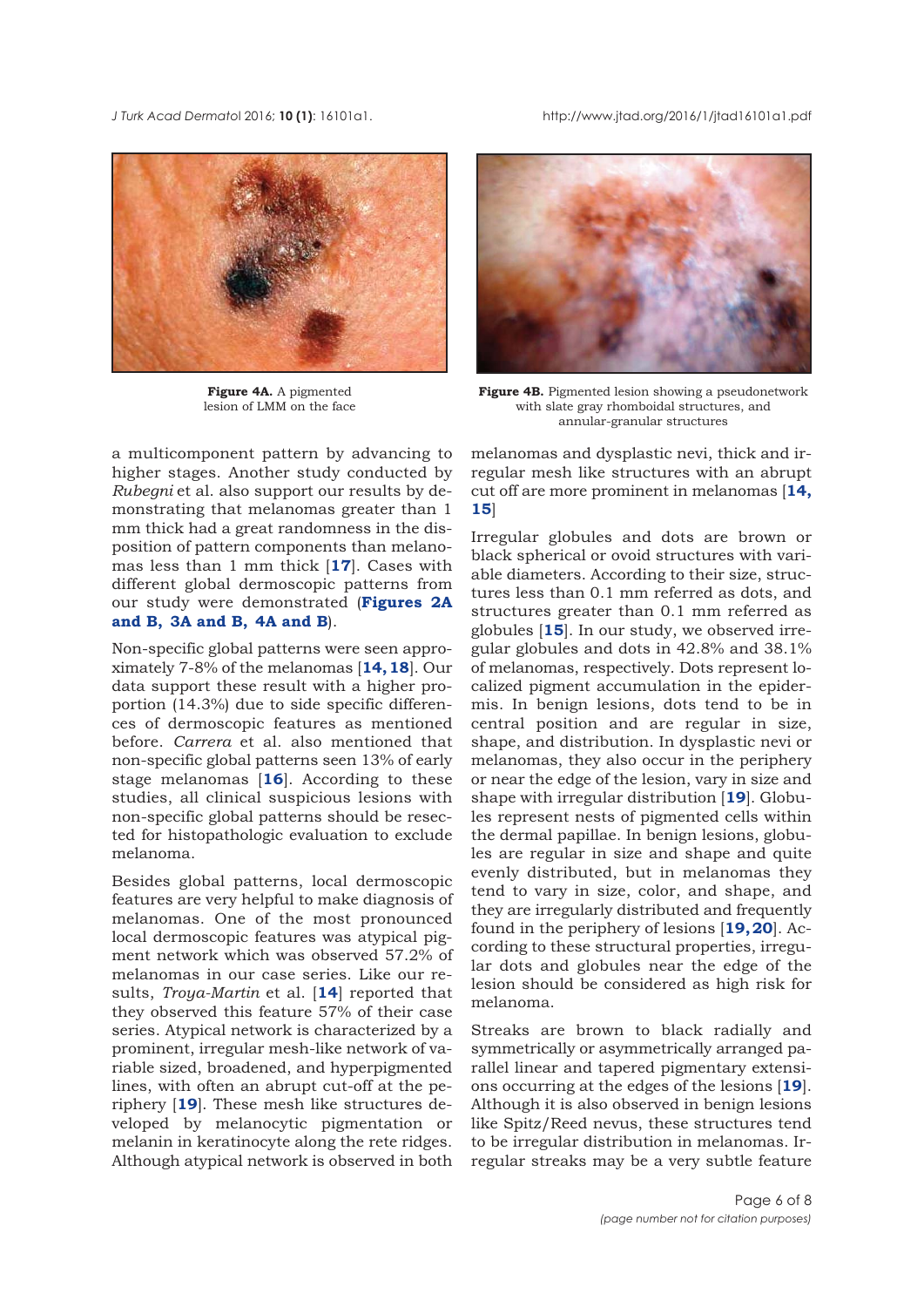**Figure 4A.** A pigmented lesion of LMM on the face

**Figure 4B.** Pigmented lesion showing a pseudonetwork with slate gray rhomboidal structures, and annular-granular structures

a multicomponent pattern by advancing to higher stages. Another study conducted by *Rubegni* et al. also support our results by demonstrating that melanomas greater than 1 mm thick had a great randomness in the disposition of pattern components than melanomas less than 1 mm thick [**17**]. Cases with different global dermoscopic patterns from our study were demonstrated (**Figures 2A and B, 3A and B, 4A and B**).

Non-specific global patterns were seen approximately 7-8% of the melanomas [**14, 18**]. Our data support these result with a higher proportion (14.3%) due to side specific differences of dermoscopic features as mentioned before. *Carrera* et al. also mentioned that non-specific global patterns seen 13% of early stage melanomas [**16**]. According to these studies, all clinical suspicious lesions with non-specific global patterns should be resected for histopathologic evaluation to exclude melanoma.

Besides global patterns, local dermoscopic features are very helpful to make diagnosis of melanomas. One of the most pronounced local dermoscopic features was atypical pigment network which was observed 57.2% of melanomas in our case series. Like our results, *Troya-Martin* et al. [**14**] reported that they observed this feature 57% of their case series. Atypical network is characterized by a prominent, irregular mesh-like network of variable sized, broadened, and hyperpigmented lines, with often an abrupt cut-off at the periphery [**19**]. These mesh like structures developed by melanocytic pigmentation or melanin in keratinocyte along the rete ridges. Although atypical network is observed in both melanomas and dysplastic nevi, thick and irregular mesh like structures with an abrupt cut off are more prominent in melanomas [**14, 15**]

Irregular globules and dots are brown or black spherical or ovoid structures with variable diameters. According to their size, structures less than 0.1 mm referred as dots, and structures greater than 0.1 mm referred as globules [**15**]. In our study, we observed irregular globules and dots in 42.8% and 38.1% of melanomas, respectively. Dots represent localized pigment accumulation in the epidermis. In benign lesions, dots tend to be in central position and are regular in size, shape, and distribution. In dysplastic nevi or melanomas, they also occur in the periphery or near the edge of the lesion, vary in size and shape with irregular distribution [**19**]. Globules represent nests of pigmented cells within the dermal papillae. In benign lesions, globules are regular in size and shape and quite evenly distributed, but in melanomas they tend to vary in size, color, and shape, and they are irregularly distributed and frequently found in the periphery of lesions [**19, 20**]. According to these structural properties, irregular dots and globules near the edge of the lesion should be considered as high risk for melanoma.

Streaks are brown to black radially and symmetrically or asymmetrically arranged parallel linear and tapered pigmentary extensions occurring at the edges of the lesions [**19**]. Although it is also observed in benign lesions like Spitz/Reed nevus, these structures tend to be irregular distribution in melanomas. Irregular streaks may be a very subtle feature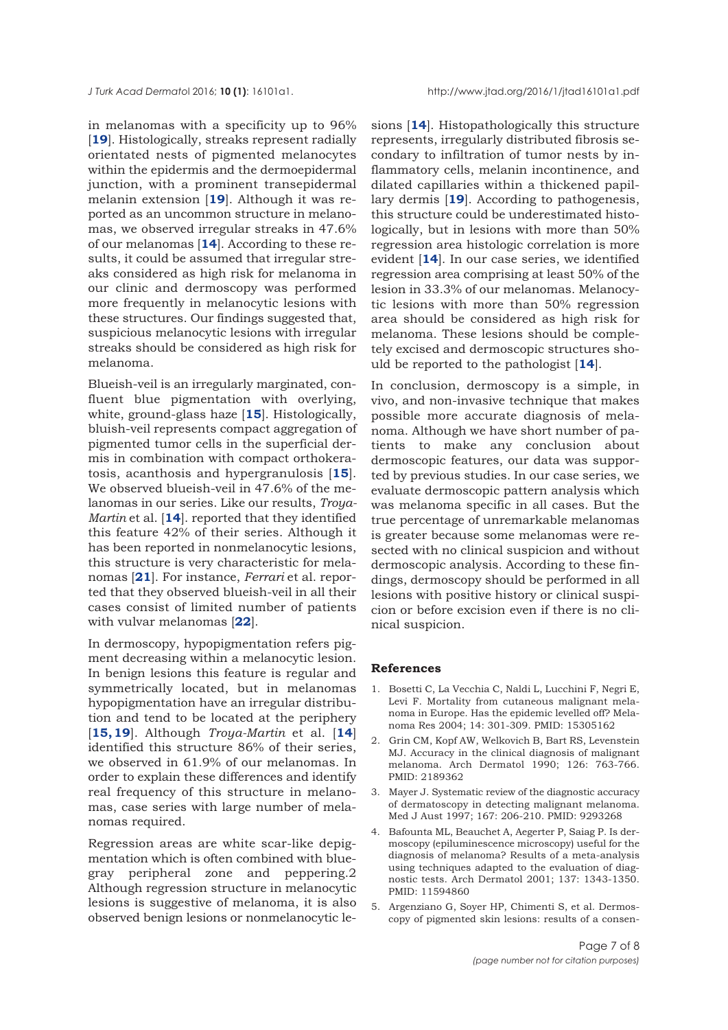in melanomas with a specificity up to 96% [19]. Histologically, streaks represent radially orientated nests of pigmented melanocytes within the epidermis and the dermoepidermal junction, with a prominent transepidermal melanin extension [19]. Although it was reported as an uncommon structure in melanomas, we observed irregular streaks in 47.6% of our melanomas [14]. According to these results, it could be assumed that irregular streaks considered as high risk for melanoma in our clinic and dermoscopy was performed more frequently in melanocytic lesions with these structures. Our findings suggested that, suspicious melanocytic lesions with irregular streaks should be considered as high risk for melanoma.

Blueish-veil is an irregularly marginated, confluent blue pigmentation with overlying, white, ground-glass haze [15]. Histologically, bluish-veil represents compact aggregation of pigmented tumor cells in the superficial dermis in combination with compact orthokeratosis, acanthosis and hypergranulosis [15]. We observed blueish-veil in 47.6% of the melanomas in our series. Like our results, *Troya-Martin* et al. [14]. reported that they identified this feature 42% of their series. Although it has been reported in nonmelanocytic lesions, this structure is very characteristic for melanomas [21]. For instance, *Ferrari* et al. reported that they observed blueish-veil in all their cases consist of limited number of patients with vulvar melanomas [22].

In dermoscopy, hypopigmentation refers pigment decreasing within a melanocytic lesion. In benign lesions this feature is regular and symmetrically located, but in melanomas hypopigmentation have an irregular distribution and tend to be located at the periphery [15, 19]. Although *Troya-Martin* et al. [14] identified this structure 86% of their series, we observed in 61.9% of our melanomas. In order to explain these differences and identify real frequency of this structure in melanomas, case series with large number of melanomas required.

Regression areas are white scar-like depigmentation which is often combined with blue-gray peripheral zone and peppering.2 Although regression structure in melanocytic lesions is suggestive of melanoma, it is also observed benign lesions or nonmelanocytic lesions [14]. Histopathologically this structure represents, irregularly distributed fibrosis secondary to infiltration of tumor nests by inflammatory cells, melanin incontinence, and dilated capillaries within a thickened papillary dermis [19]. According to pathogenesis, this structure could be underestimated histologically, but in lesions with more than 50% regression area histologic correlation is more evident [14]. In our case series, we identified regression area comprising at least 50% of the lesion in 33.3% of our melanomas. Melanocytic lesions with more than 50% regression area should be considered as high risk for melanoma. These lesions should be completely excised and dermoscopic structures should be reported to the pathologist [14].

In conclusion, dermoscopy is a simple, in vivo, and non-invasive technique that makes possible more accurate diagnosis of melanoma. Although we have short number of patients to make any conclusion about dermoscopic features, our data was supported by previous studies. In our case series, we evaluate dermoscopic pattern analysis which was melanoma specific in all cases. But the true percentage of unremarkable melanomas is greater because some melanomas were resected with no clinical suspicion and without dermoscopic analysis. According to these findings, dermoscopy should be performed in all lesions with positive history or clinical suspicion or before excision even if there is no clinical suspicion.

## References

1. Bosetti C, La Vecchia C, Naldi L, Lucchini F, Negri E, Levi F. Mortality from cutaneous malignant melanoma in Europe. Has the epidemic levelled off? Melanoma Res 2004; 14: 301-309. PMID: 15305162
2. Grin CM, Kopf AW, Welkovich B, Bart RS, Levenstein MJ. Accuracy in the clinical diagnosis of malignant melanoma. Arch Dermatol 1990; 126: 763-766. PMID: 2189362
3. Mayer J. Systematic review of the diagnostic accuracy of dermatoscopy in detecting malignant melanoma. Med J Aust 1997; 167: 206-210. PMID: 9293268
4. Bafounta ML, Beauchet A, Aegerter P, Saiag P. Is dermoscopy (epiluminescence microscopy) useful for the diagnosis of melanoma? Results of a meta-analysis using techniques adapted to the evaluation of diagnostic tests. Arch Dermatol 2001; 137: 1343-1350. PMID: 11594860
5. Argenziano G, Soyer HP, Chimenti S, et al. Dermoscopy of pigmented skin lesions: results of a consen-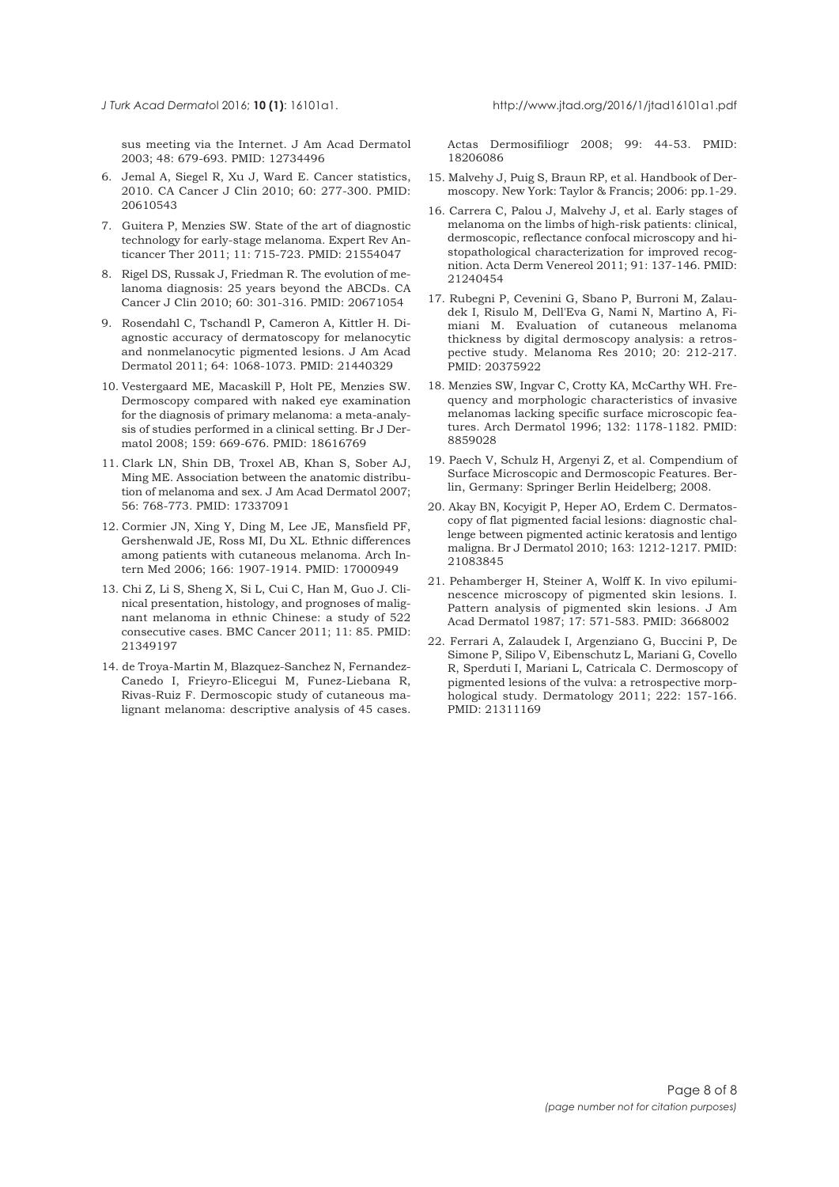sus meeting via the Internet. J Am Acad Dermatol 2003; 48: 679-693. PMID: 12734496

6. Jemal A, Siegel R, Xu J, Ward E. Cancer statistics, 2010. CA Cancer J Clin 2010; 60: 277-300. PMID: 20610543
7. Guitera P, Menzies SW. State of the art of diagnostic technology for early-stage melanoma. Expert Rev Anticancer Ther 2011; 11: 715-723. PMID: 21554047
8. Rigel DS, Russak J, Friedman R. The evolution of melanoma diagnosis: 25 years beyond the ABCDs. CA Cancer J Clin 2010; 60: 301-316. PMID: 20671054
9. Rosendahl C, Tschandl P, Cameron A, Kittler H. Diagnostic accuracy of dermatoscopy for melanocytic and nonmelanocytic pigmented lesions. J Am Acad Dermatol 2011; 64: 1068-1073. PMID: 21440329
10. Vestergaard ME, Macaskill P, Holt PE, Menzies SW. Dermoscopy compared with naked eye examination for the diagnosis of primary melanoma: a meta-analysis of studies performed in a clinical setting. Br J Dermatol 2008; 159: 669-676. PMID: 18616769
11. Clark LN, Shin DB, Troxel AB, Khan S, Sober AJ, Ming ME. Association between the anatomic distribution of melanoma and sex. J Am Acad Dermatol 2007; 56: 768-773. PMID: 17337091
12. Cormier JN, Xing Y, Ding M, Lee JE, Mansfield PF, Gershenwald JE, Ross MI, Du XL. Ethnic differences among patients with cutaneous melanoma. Arch Intern Med 2006; 166: 1907-1914. PMID: 17000949
13. Chi Z, Li S, Sheng X, Si L, Cui C, Han M, Guo J. Clinical presentation, histology, and prognoses of malignant melanoma in ethnic Chinese: a study of 522 consecutive cases. BMC Cancer 2011; 11: 85. PMID: 21349197
14. de Troya-Martin M, Blazquez-Sanchez N, Fernandez-Canedo I, Frieyro-Elicegui M, Funez-Liebana R, Rivas-Ruiz F. Dermoscopic study of cutaneous malignant melanoma: descriptive analysis of 45 cases. Actas Dermosifiliogr 2008; 99: 44-53. PMID: 18206086
15. Malvehy J, Puig S, Braun RP, et al. Handbook of Dermoscopy. New York: Taylor & Francis; 2006: pp.1-29.
16. Carrera C, Palou J, Malvehy J, et al. Early stages of melanoma on the limbs of high-risk patients: clinical, dermoscopic, reflectance confocal microscopy and histopathological characterization for improved recognition. Acta Derm Venereol 2011; 91: 137-146. PMID: 21240454
17. Rubegni P, Cevenini G, Sbano P, Burroni M, Zalaudek I, Risulo M, Dell'Eva G, Nami N, Martino A, Fimiani M. Evaluation of cutaneous melanoma thickness by digital dermoscopy analysis: a retrospective study. Melanoma Res 2010; 20: 212-217. PMID: 20375922
18. Menzies SW, Ingvar C, Crotty KA, McCarthy WH. Frequency and morphologic characteristics of invasive melanomas lacking specific surface microscopic features. Arch Dermatol 1996; 132: 1178-1182. PMID: 8859028
19. Paech V, Schulz H, Argenyi Z, et al. Compendium of Surface Microscopic and Dermoscopic Features. Berlin, Germany: Springer Berlin Heidelberg; 2008.
20. Akay BN, Kocyigit P, Heper AO, Erdem C. Dermatoscopy of flat pigmented facial lesions: diagnostic challenge between pigmented actinic keratosis and lentigo maligna. Br J Dermatol 2010; 163: 1212-1217. PMID: 21083845
21. Pehamberger H, Steiner A, Wolff K. In vivo epiluminescence microscopy of pigmented skin lesions. I. Pattern analysis of pigmented skin lesions. J Am Acad Dermatol 1987; 17: 571-583. PMID: 3668002
22. Ferrari A, Zalaudek I, Argenziano G, Buccini P, De Simone P, Silipo V, Eibenschutz L, Mariani G, Covello R, Sperduti I, Mariani L, Catricala C. Dermoscopy of pigmented lesions of the vulva: a retrospective morphological study. Dermatology 2011; 222: 157-166. PMID: 21311169